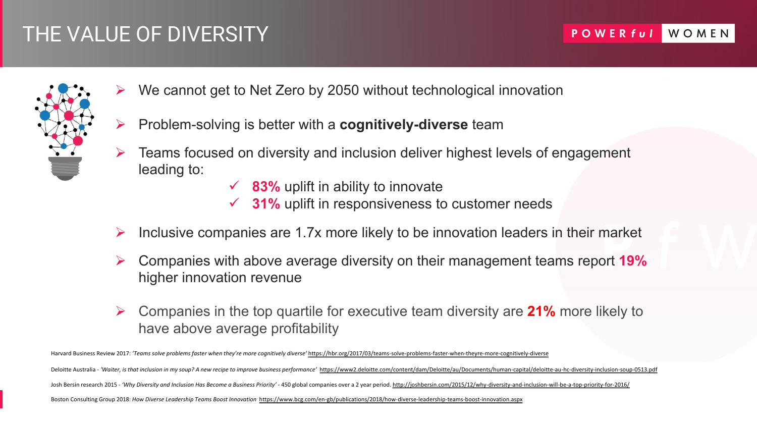# THE VALUE OF DIVERSITY

POWERful WOMEN

- We cannot get to Net Zero by 2050 without technological innovation
- Problem-solving is better with a **cognitively-diverse** team
- Teams focused on diversity and inclusion deliver highest levels of engagement leading to:
  - ✓ **83%** uplift in ability to innovate
  - ✓ **31%** uplift in responsiveness to customer needs
- Inclusive companies are 1.7x more likely to be innovation leaders in their market
- Companies with above average diversity on their management teams report **19%** higher innovation revenue
- Companies in the top quartile for executive team diversity are **21%** more likely to have above average profitability

Harvard Business Review 2017: *'Teams solve problems faster when they're more cognitively diverse'* https://hbr.org/2017/03/teams-solve-problems-faster-when-theyre-more-cognitively-diverse

Deloitte Australia - *'Waiter, is that inclusion in my soup? A new recipe to improve business performance'* https://www2.deloitte.com/content/dam/Deloitte/au/Documents/human-capital/deloitte-au-hc-diversity-inclusion-soup-0513.pdf

Josh Bersin research 2015 - *'Why Diversity and Inclusion Has Become a Business Priority'* - 450 global companies over a 2 year period. http://joshbersin.com/2015/12/why-diversity-and-inclusion-will-be-a-top-priority-for-2016/

Boston Consulting Group 2018: *How Diverse Leadership Teams Boost Innovation* https://www.bcg.com/en-gb/publications/2018/how-diverse-leadership-teams-boost-innovation.aspx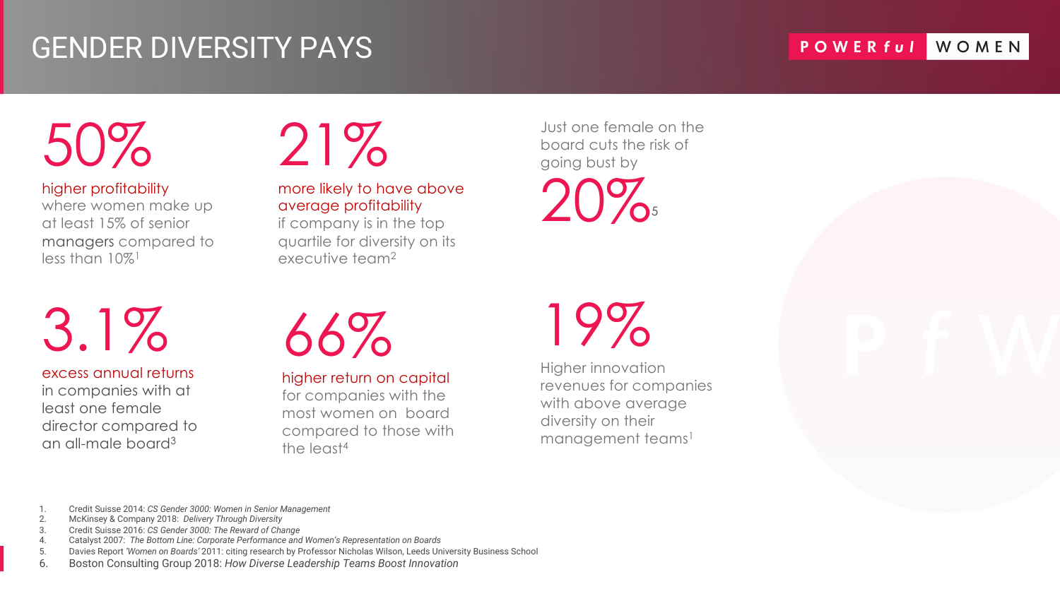# GENDER DIVERSITY PAYS

POWERful WOMEN

50%

higher profitability where women make up at least 15% of senior managers compared to less than 10%[1]

21%

more likely to have above average profitability if company is in the top quartile for diversity on its executive team[2]

Just one female on the board cuts the risk of going bust by

20%[5]

3.1%

excess annual returns in companies with at least one female director compared to an all-male board[3]

66%

higher return on capital for companies with the most women on board compared to those with the least[4]

19%

Higher innovation revenues for companies with above average diversity on their management teams[1]

1. Credit Suisse 2014: *CS Gender 3000: Women in Senior Management*
2. McKinsey & Company 2018: *Delivery Through Diversity*
3. Credit Suisse 2016: *CS Gender 3000: The Reward of Change*
4. Catalyst 2007: *The Bottom Line: Corporate Performance and Women's Representation on Boards*
5. Davies Report *'Women on Boards'* 2011: citing research by Professor Nicholas Wilson, Leeds University Business School
6. Boston Consulting Group 2018: *How Diverse Leadership Teams Boost Innovation*